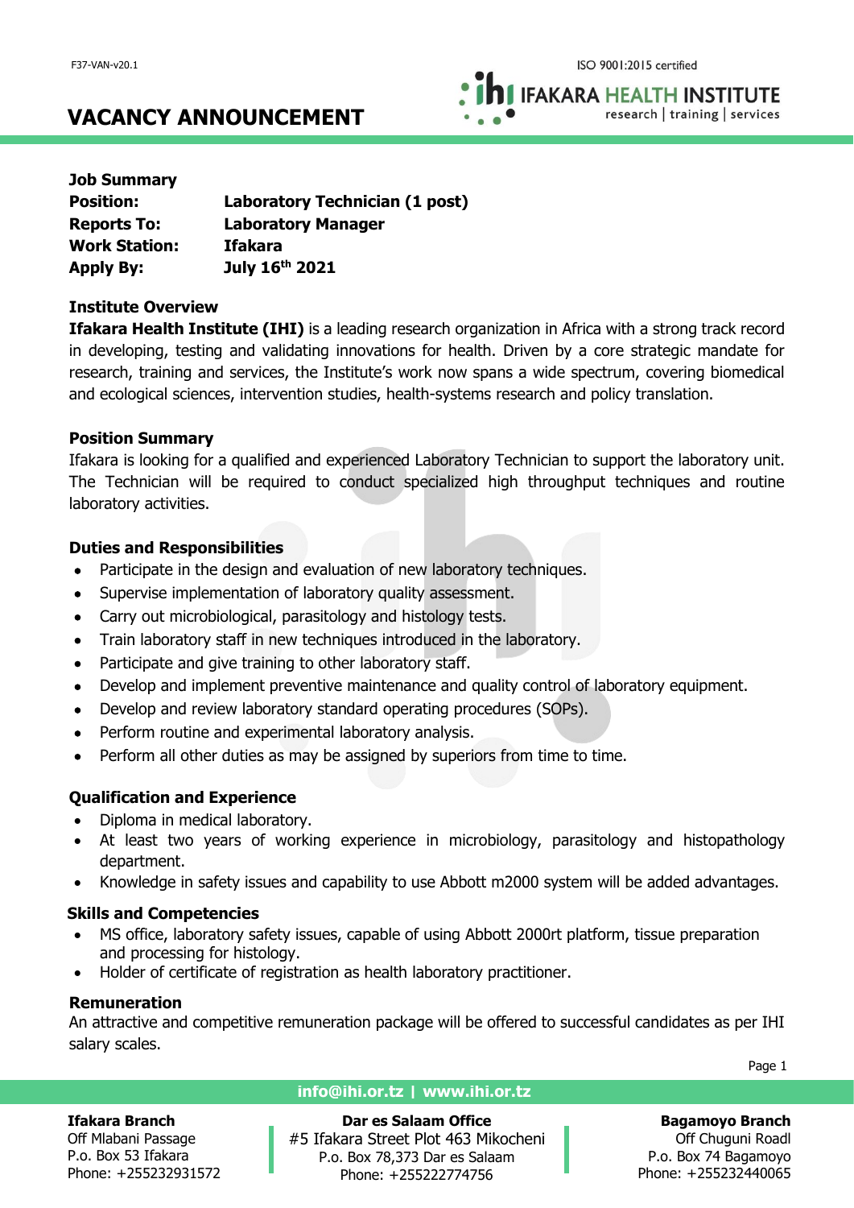# VACANCY ANNOUNCEMENT

## Job Summary

| | |
|---|---|
| **Position:** | **Laboratory Technician (1 post)** |
| **Reports To:** | **Laboratory Manager** |
| **Work Station:** | **Ifakara** |
| **Apply By:** | **July 16th 2021** |

### Institute Overview

**Ifakara Health Institute (IHI)** is a leading research organization in Africa with a strong track record in developing, testing and validating innovations for health. Driven by a core strategic mandate for research, training and services, the Institute's work now spans a wide spectrum, covering biomedical and ecological sciences, intervention studies, health-systems research and policy translation.

### Position Summary

Ifakara is looking for a qualified and experienced Laboratory Technician to support the laboratory unit. The Technician will be required to conduct specialized high throughput techniques and routine laboratory activities.

### Duties and Responsibilities

- Participate in the design and evaluation of new laboratory techniques.
- Supervise implementation of laboratory quality assessment.
- Carry out microbiological, parasitology and histology tests.
- Train laboratory staff in new techniques introduced in the laboratory.
- Participate and give training to other laboratory staff.
- Develop and implement preventive maintenance and quality control of laboratory equipment.
- Develop and review laboratory standard operating procedures (SOPs).
- Perform routine and experimental laboratory analysis.
- Perform all other duties as may be assigned by superiors from time to time.

### Qualification and Experience

- Diploma in medical laboratory.
- At least two years of working experience in microbiology, parasitology and histopathology department.
- Knowledge in safety issues and capability to use Abbott m2000 system will be added advantages.

### Skills and Competencies

- MS office, laboratory safety issues, capable of using Abbott 2000rt platform, tissue preparation and processing for histology.
- Holder of certificate of registration as health laboratory practitioner.

### Remuneration

An attractive and competitive remuneration package will be offered to successful candidates as per IHI salary scales.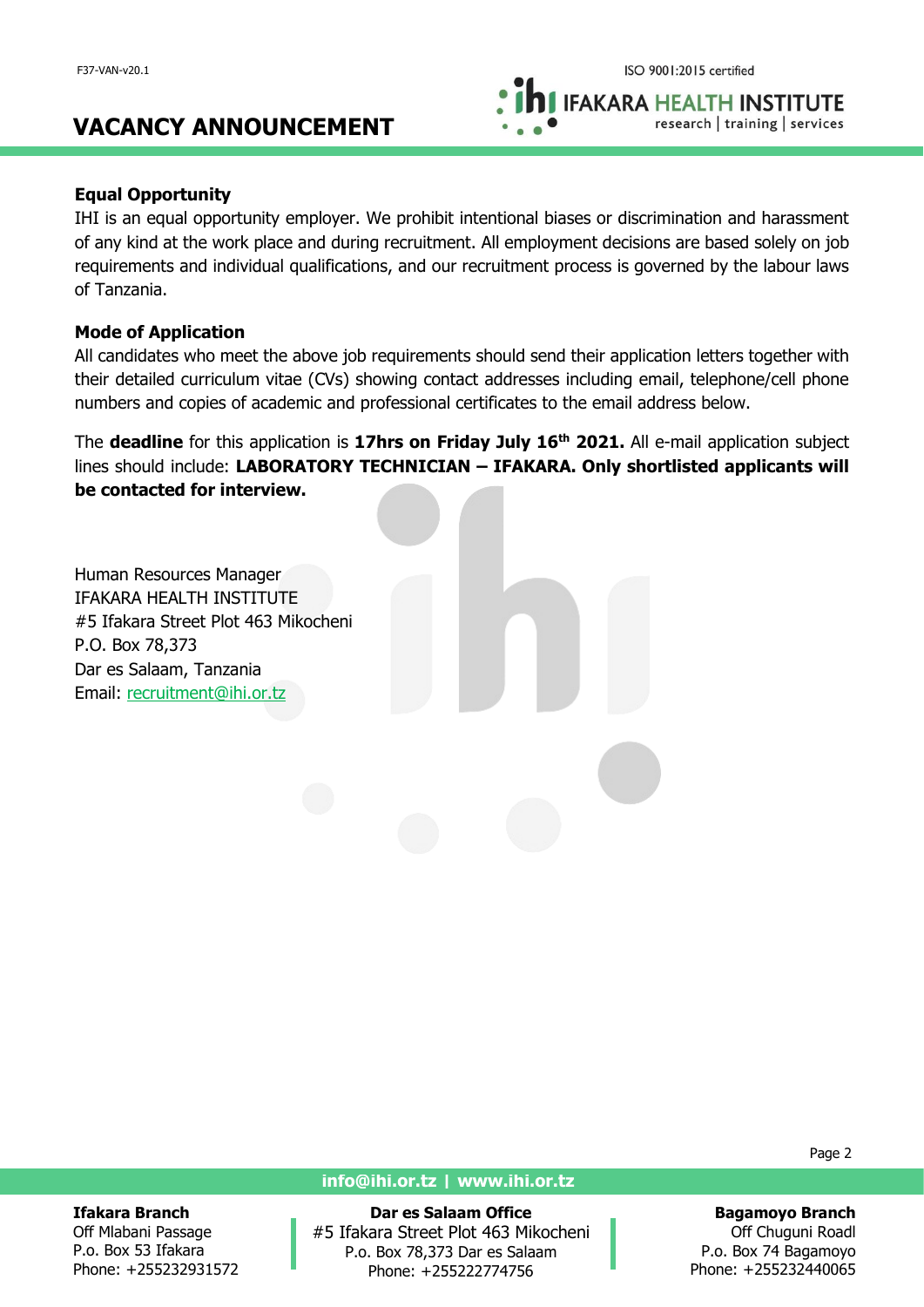## Equal Opportunity

IHI is an equal opportunity employer. We prohibit intentional biases or discrimination and harassment of any kind at the work place and during recruitment. All employment decisions are based solely on job requirements and individual qualifications, and our recruitment process is governed by the labour laws of Tanzania.

## Mode of Application

All candidates who meet the above job requirements should send their application letters together with their detailed curriculum vitae (CVs) showing contact addresses including email, telephone/cell phone numbers and copies of academic and professional certificates to the email address below.

The **deadline** for this application is **17hrs on Friday July 16th 2021.** All e-mail application subject lines should include: **LABORATORY TECHNICIAN – IFAKARA. Only shortlisted applicants will be contacted for interview.**

Human Resources Manager
IFAKARA HEALTH INSTITUTE
#5 Ifakara Street Plot 463 Mikocheni
P.O. Box 78,373
Dar es Salaam, Tanzania
Email: recruitment@ihi.or.tz